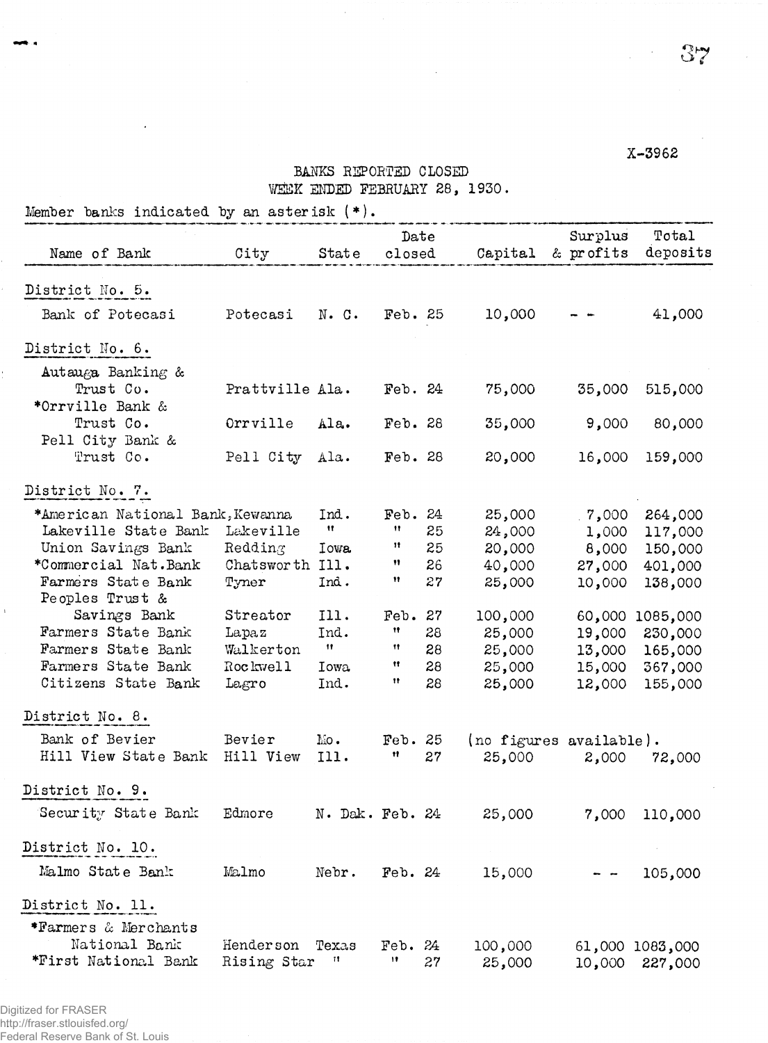X-3962

# BANKS REPORTED CLOSED
## WEEK ENDED FEBRUARY 28, 1930.

Member banks indicated by an asterisk (*).

| Name of Bank | City | State | Date closed | Capital | Surplus & profits | Total deposits |
|---|---|---|---|---|---|---|
| **District No. 5.** | | | | | | |
| Bank of Potecasi | Potecasi | N. C. | Feb. 25 | 10,000 | - - | 41,000 |
| **District No. 6.** | | | | | | |
| Autauga Banking & Trust Co. | Prattville | Ala. | Feb. 24 | 75,000 | 35,000 | 515,000 |
| *Orrville Bank & Trust Co. | Orrville | Ala. | Feb. 28 | 35,000 | 9,000 | 80,000 |
| Pell City Bank & Trust Co. | Pell City | Ala. | Feb. 28 | 20,000 | 16,000 | 159,000 |
| **District No. 7.** | | | | | | |
| *American National Bank | Kewanna | Ind. | Feb. 24 | 25,000 | 7,000 | 264,000 |
| Lakeville State Bank | Lakeville | " | " 25 | 24,000 | 1,000 | 117,000 |
| Union Savings Bank | Redding | Iowa | " 25 | 20,000 | 8,000 | 150,000 |
| *Commercial Nat. Bank | Chatsworth | Ill. | " 26 | 40,000 | 27,000 | 401,000 |
| Farmers State Bank | Tyner | Ind. | " 27 | 25,000 | 10,000 | 138,000 |
| Peoples Trust & Savings Bank | Streator | Ill. | Feb. 27 | 100,000 | 60,000 | 1085,000 |
| Farmers State Bank | Lapaz | Ind. | " 28 | 25,000 | 19,000 | 230,000 |
| Farmers State Bank | Walkerton | " | " 28 | 25,000 | 13,000 | 165,000 |
| Farmers State Bank | Rockwell | Iowa | " 28 | 25,000 | 15,000 | 367,000 |
| Citizens State Bank | Lagro | Ind. | " 28 | 25,000 | 12,000 | 155,000 |
| **District No. 8.** | | | | | | |
| Bank of Bevier | Bevier | Mo. | Feb. 25 | (no figures available). | | |
| Hill View State Bank | Hill View | Ill. | " 27 | 25,000 | 2,000 | 72,000 |
| **District No. 9.** | | | | | | |
| Security State Bank | Edmore | N. Dak. | Feb. 24 | 25,000 | 7,000 | 110,000 |
| **District No. 10.** | | | | | | |
| Malmo State Bank | Malmo | Nebr. | Feb. 24 | 15,000 | - - | 105,000 |
| **District No. 11.** | | | | | | |
| *Farmers & Merchants National Bank | Henderson | Texas | Feb. 24 | 100,000 | 61,000 | 1083,000 |
| *First National Bank | Rising Star | " | " 27 | 25,000 | 10,000 | 227,000 |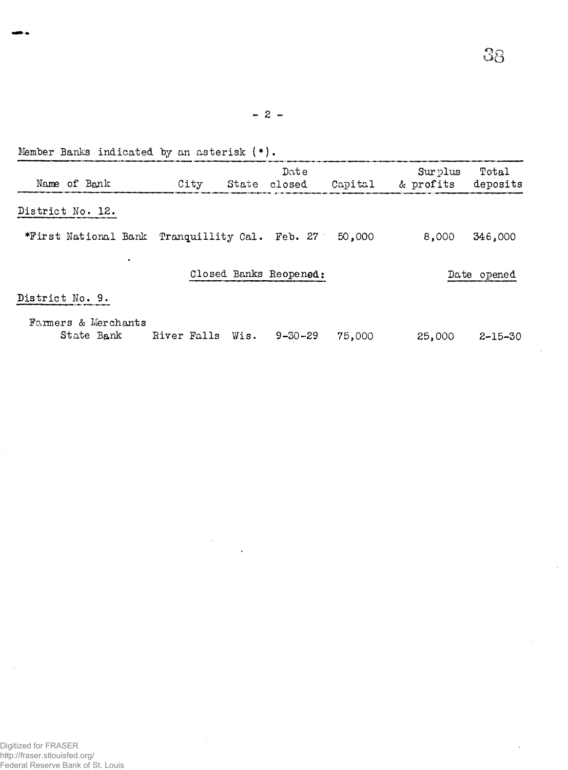Member Banks indicated by an asterisk (*).

| Name of Bank | City | State | Date closed | Capital | Surplus & profits | Total deposits |
|---|---|---|---|---|---|---|
| District No. 12. | | | | | | |
| *First National Bank | Tranquillity | Cal. | Feb. 27 | 50,000 | 8,000 | 346,000 |

Closed Banks Reopened:

| Name of Bank | City | State | Date closed | Capital | Surplus & profits | Date opened |
|---|---|---|---|---|---|---|
| District No. 9. | | | | | | |
| Farmers & Merchants State Bank | River Falls | Wis. | 9-30-29 | 75,000 | 25,000 | 2-15-30 |

Digitized for FRASER
http://fraser.stlouisfed.org/
Federal Reserve Bank of St. Louis